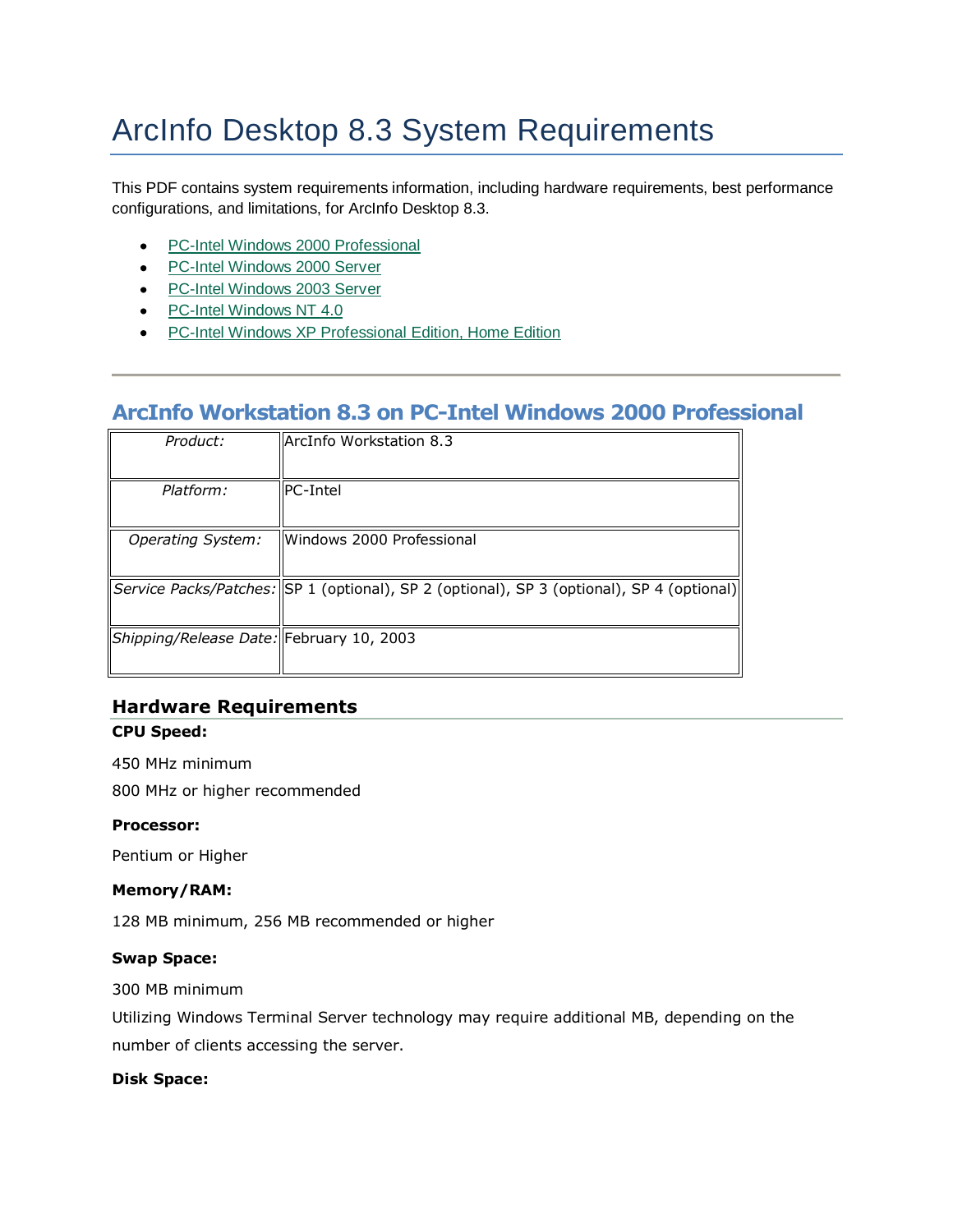# ArcInfo Desktop 8.3 System Requirements

This PDF contains system requirements information, including hardware requirements, best performance configurations, and limitations, for ArcInfo Desktop 8.3.

- PC-Intel Windows 2000 Professional
- PC-Intel Windows 2000 Server
- PC-Intel Windows 2003 Server
- PC-Intel Windows NT 4.0
- PC-Intel Windows XP Professional Edition, Home Edition

---

## ArcInfo Workstation 8.3 on PC-Intel Windows 2000 Professional

| *Product:* | ArcInfo Workstation 8.3 |
|---|---|
| *Platform:* | PC-Intel |
| *Operating System:* | Windows 2000 Professional |
| *Service Packs/Patches:* | SP 1 (optional), SP 2 (optional), SP 3 (optional), SP 4 (optional) |
| *Shipping/Release Date:* | February 10, 2003 |

### Hardware Requirements

**CPU Speed:**

450 MHz minimum

800 MHz or higher recommended

**Processor:**

Pentium or Higher

**Memory/RAM:**

128 MB minimum, 256 MB recommended or higher

**Swap Space:**

300 MB minimum

Utilizing Windows Terminal Server technology may require additional MB, depending on the number of clients accessing the server.

**Disk Space:**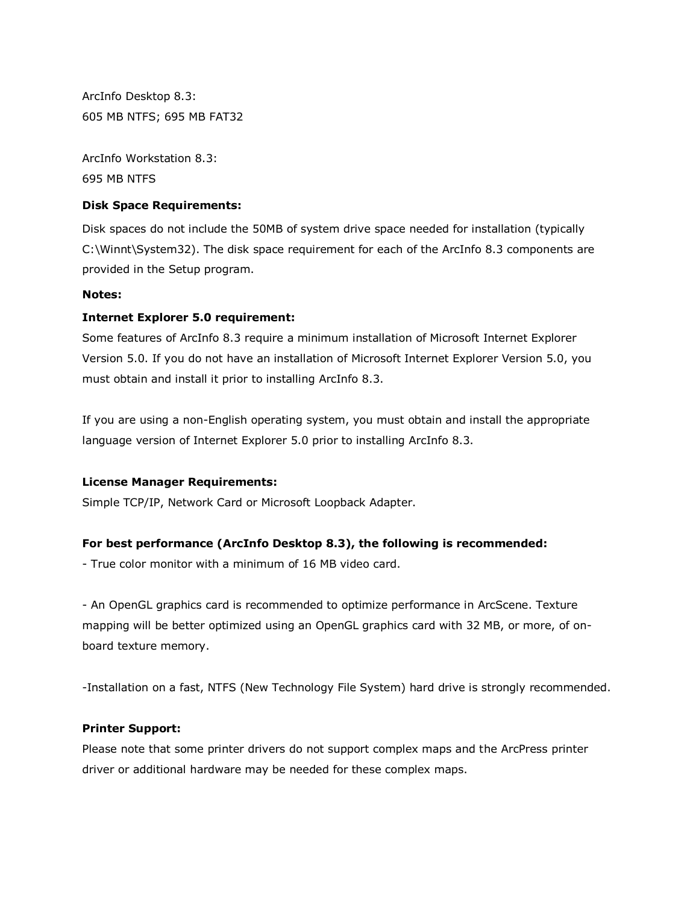ArcInfo Desktop 8.3:
605 MB NTFS; 695 MB FAT32

ArcInfo Workstation 8.3:
695 MB NTFS

**Disk Space Requirements:**

Disk spaces do not include the 50MB of system drive space needed for installation (typically C:\Winnt\System32). The disk space requirement for each of the ArcInfo 8.3 components are provided in the Setup program.

**Notes:**

**Internet Explorer 5.0 requirement:**
Some features of ArcInfo 8.3 require a minimum installation of Microsoft Internet Explorer Version 5.0. If you do not have an installation of Microsoft Internet Explorer Version 5.0, you must obtain and install it prior to installing ArcInfo 8.3.

If you are using a non-English operating system, you must obtain and install the appropriate language version of Internet Explorer 5.0 prior to installing ArcInfo 8.3.

**License Manager Requirements:**
Simple TCP/IP, Network Card or Microsoft Loopback Adapter.

**For best performance (ArcInfo Desktop 8.3), the following is recommended:**
- True color monitor with a minimum of 16 MB video card.

- An OpenGL graphics card is recommended to optimize performance in ArcScene. Texture mapping will be better optimized using an OpenGL graphics card with 32 MB, or more, of on-board texture memory.

-Installation on a fast, NTFS (New Technology File System) hard drive is strongly recommended.

**Printer Support:**
Please note that some printer drivers do not support complex maps and the ArcPress printer driver or additional hardware may be needed for these complex maps.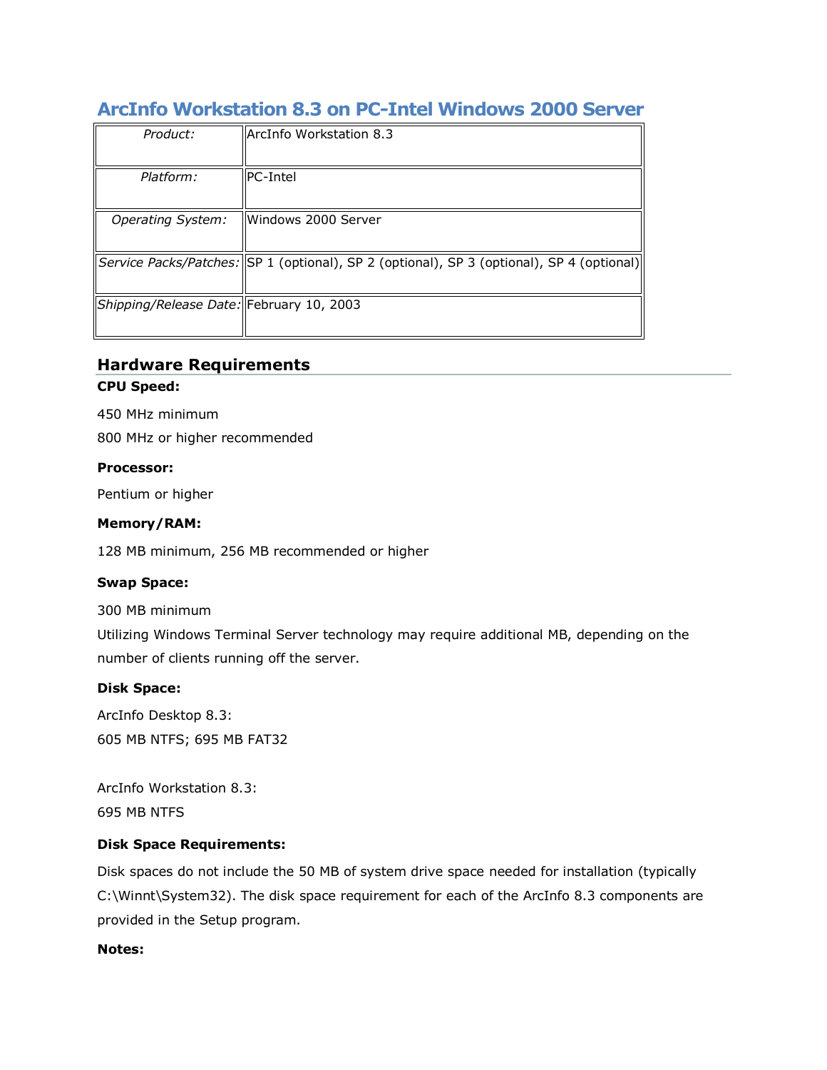## ArcInfo Workstation 8.3 on PC-Intel Windows 2000 Server

| | |
|---|---|
| *Product:* | ArcInfo Workstation 8.3 |
| *Platform:* | PC-Intel |
| *Operating System:* | Windows 2000 Server |
| *Service Packs/Patches:* | SP 1 (optional), SP 2 (optional), SP 3 (optional), SP 4 (optional) |
| *Shipping/Release Date:* | February 10, 2003 |

### Hardware Requirements

**CPU Speed:**

450 MHz minimum

800 MHz or higher recommended

**Processor:**

Pentium or higher

**Memory/RAM:**

128 MB minimum, 256 MB recommended or higher

**Swap Space:**

300 MB minimum

Utilizing Windows Terminal Server technology may require additional MB, depending on the number of clients running off the server.

**Disk Space:**

ArcInfo Desktop 8.3:

605 MB NTFS; 695 MB FAT32

ArcInfo Workstation 8.3:

695 MB NTFS

**Disk Space Requirements:**

Disk spaces do not include the 50 MB of system drive space needed for installation (typically C:\Winnt\System32). The disk space requirement for each of the ArcInfo 8.3 components are provided in the Setup program.

**Notes:**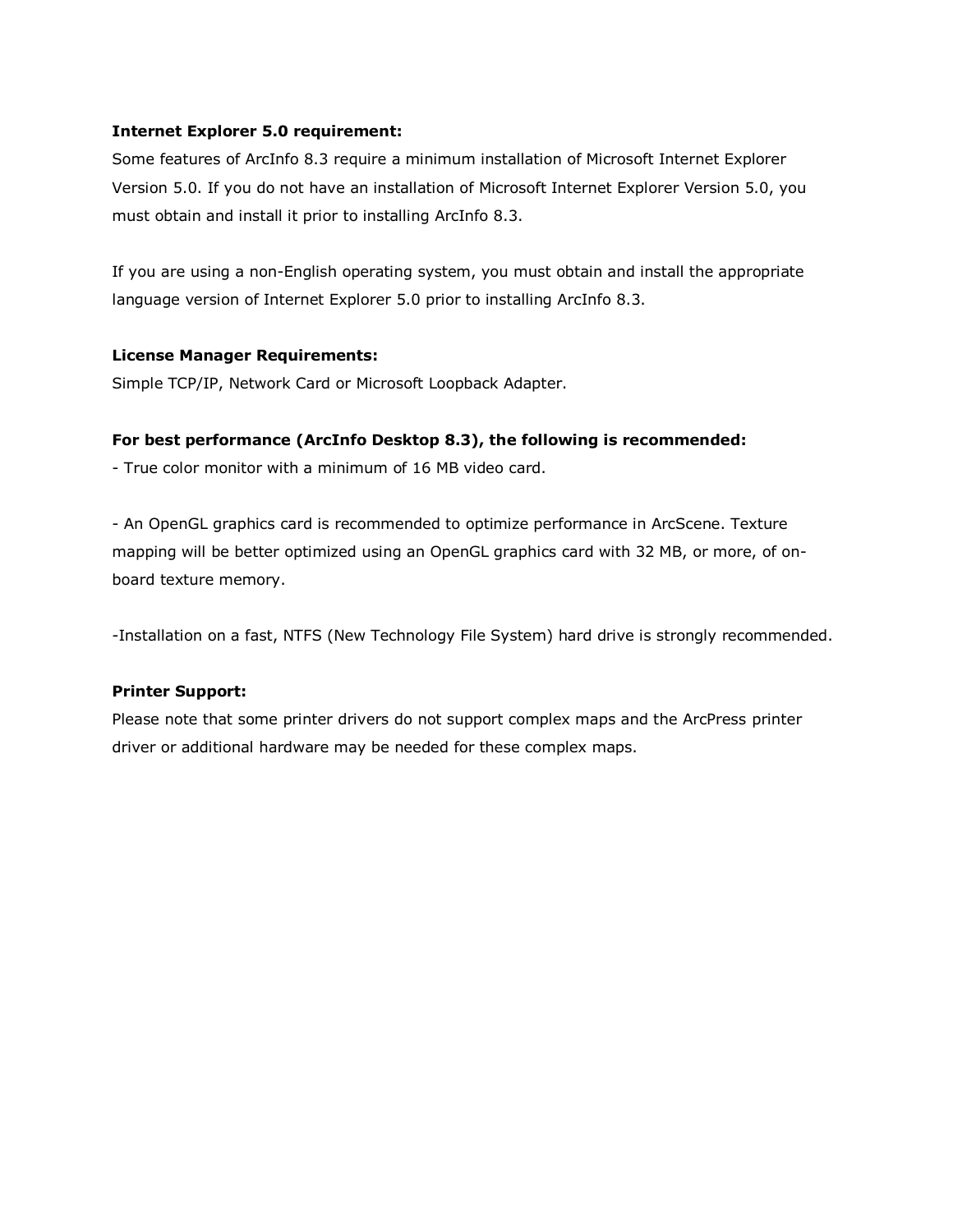**Internet Explorer 5.0 requirement:**

Some features of ArcInfo 8.3 require a minimum installation of Microsoft Internet Explorer Version 5.0. If you do not have an installation of Microsoft Internet Explorer Version 5.0, you must obtain and install it prior to installing ArcInfo 8.3.

If you are using a non-English operating system, you must obtain and install the appropriate language version of Internet Explorer 5.0 prior to installing ArcInfo 8.3.

**License Manager Requirements:**

Simple TCP/IP, Network Card or Microsoft Loopback Adapter.

**For best performance (ArcInfo Desktop 8.3), the following is recommended:**

- True color monitor with a minimum of 16 MB video card.

- An OpenGL graphics card is recommended to optimize performance in ArcScene. Texture mapping will be better optimized using an OpenGL graphics card with 32 MB, or more, of on-board texture memory.

-Installation on a fast, NTFS (New Technology File System) hard drive is strongly recommended.

**Printer Support:**

Please note that some printer drivers do not support complex maps and the ArcPress printer driver or additional hardware may be needed for these complex maps.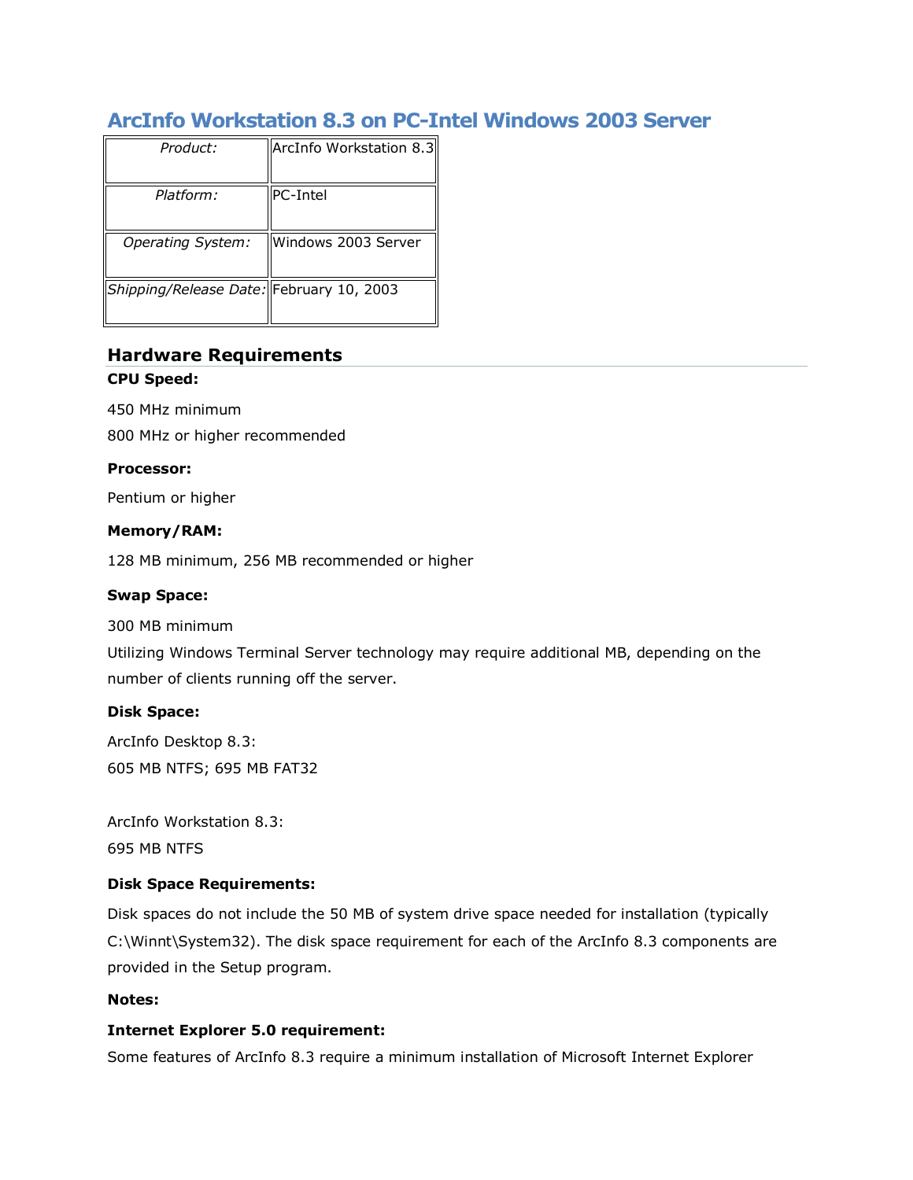## ArcInfo Workstation 8.3 on PC-Intel Windows 2003 Server

| | |
|---|---|
| *Product:* | ArcInfo Workstation 8.3 |
| *Platform:* | PC-Intel |
| *Operating System:* | Windows 2003 Server |
| *Shipping/Release Date:* | February 10, 2003 |

### Hardware Requirements

**CPU Speed:**

450 MHz minimum

800 MHz or higher recommended

**Processor:**

Pentium or higher

**Memory/RAM:**

128 MB minimum, 256 MB recommended or higher

**Swap Space:**

300 MB minimum

Utilizing Windows Terminal Server technology may require additional MB, depending on the number of clients running off the server.

**Disk Space:**

ArcInfo Desktop 8.3:

605 MB NTFS; 695 MB FAT32

ArcInfo Workstation 8.3:

695 MB NTFS

**Disk Space Requirements:**

Disk spaces do not include the 50 MB of system drive space needed for installation (typically C:\Winnt\System32). The disk space requirement for each of the ArcInfo 8.3 components are provided in the Setup program.

**Notes:**

**Internet Explorer 5.0 requirement:**

Some features of ArcInfo 8.3 require a minimum installation of Microsoft Internet Explorer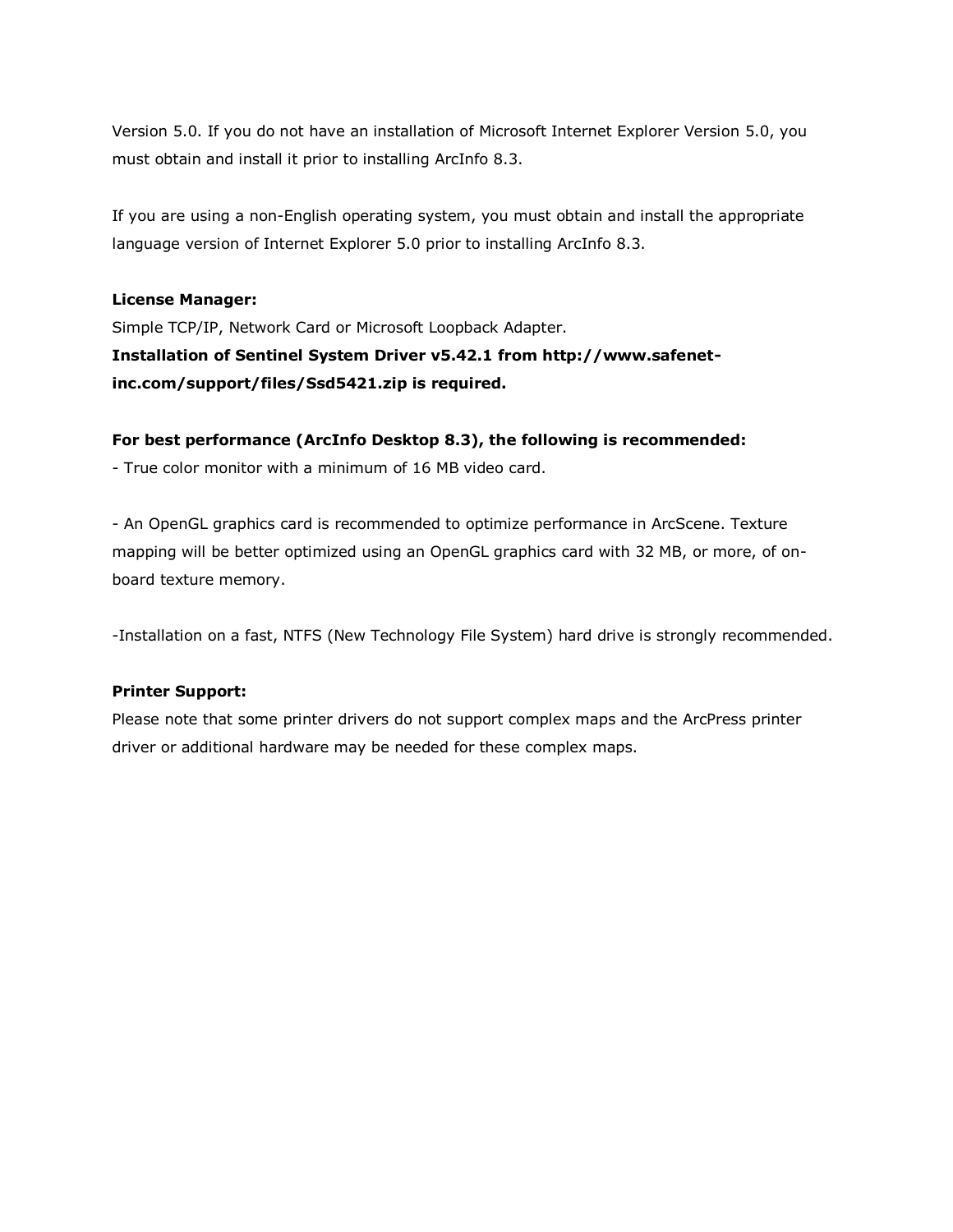Version 5.0. If you do not have an installation of Microsoft Internet Explorer Version 5.0, you must obtain and install it prior to installing ArcInfo 8.3.

If you are using a non-English operating system, you must obtain and install the appropriate language version of Internet Explorer 5.0 prior to installing ArcInfo 8.3.

**License Manager:**
Simple TCP/IP, Network Card or Microsoft Loopback Adapter.
**Installation of Sentinel System Driver v5.42.1 from http://www.safenet-inc.com/support/files/Ssd5421.zip is required.**

**For best performance (ArcInfo Desktop 8.3), the following is recommended:**
- True color monitor with a minimum of 16 MB video card.

- An OpenGL graphics card is recommended to optimize performance in ArcScene. Texture mapping will be better optimized using an OpenGL graphics card with 32 MB, or more, of on-board texture memory.

-Installation on a fast, NTFS (New Technology File System) hard drive is strongly recommended.

**Printer Support:**
Please note that some printer drivers do not support complex maps and the ArcPress printer driver or additional hardware may be needed for these complex maps.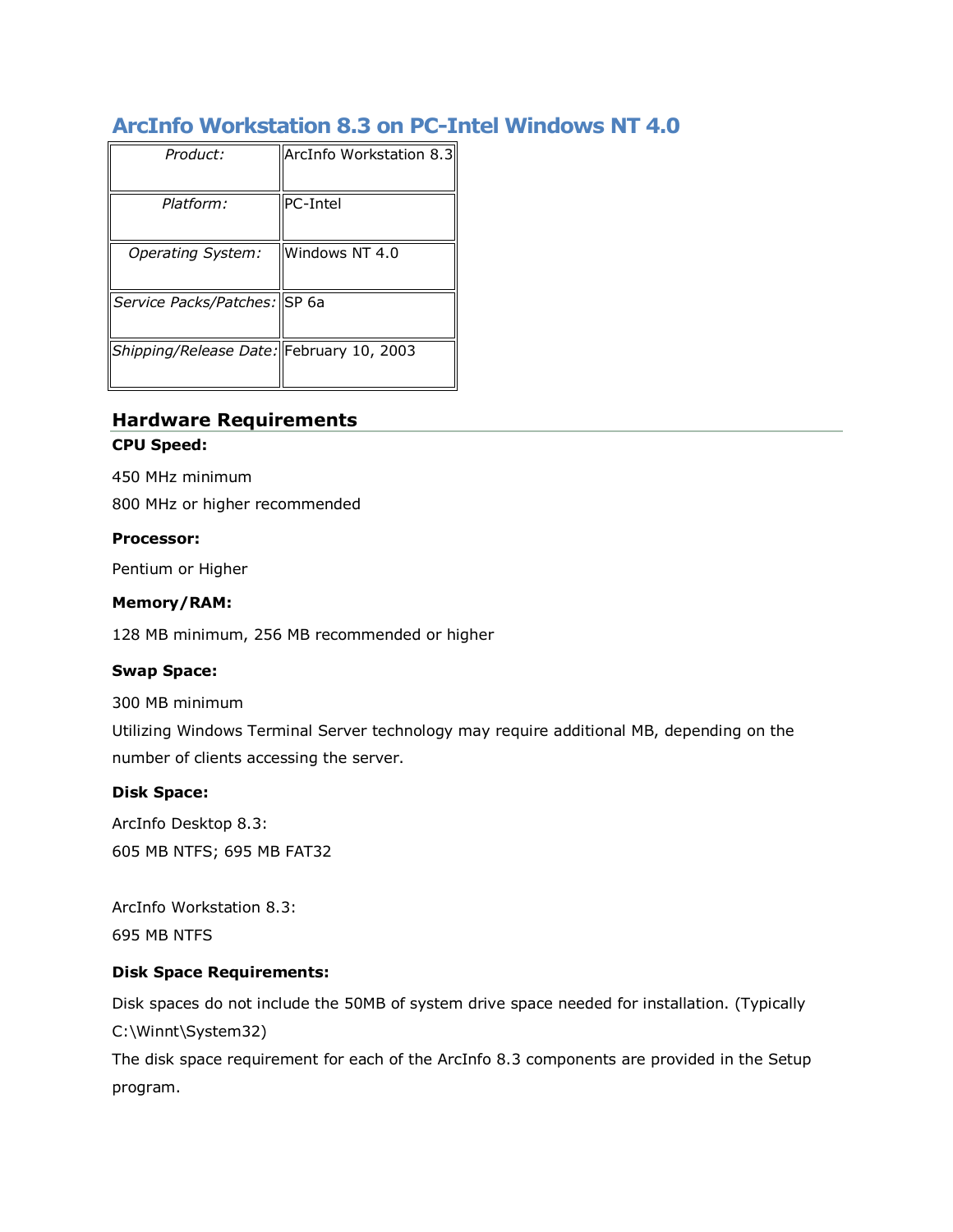## ArcInfo Workstation 8.3 on PC-Intel Windows NT 4.0

| *Product:* | ArcInfo Workstation 8.3 |
|---|---|
| *Platform:* | PC-Intel |
| *Operating System:* | Windows NT 4.0 |
| *Service Packs/Patches:* | SP 6a |
| *Shipping/Release Date:* | February 10, 2003 |

### Hardware Requirements

**CPU Speed:**

450 MHz minimum

800 MHz or higher recommended

**Processor:**

Pentium or Higher

**Memory/RAM:**

128 MB minimum, 256 MB recommended or higher

**Swap Space:**

300 MB minimum

Utilizing Windows Terminal Server technology may require additional MB, depending on the number of clients accessing the server.

**Disk Space:**

ArcInfo Desktop 8.3:
605 MB NTFS; 695 MB FAT32

ArcInfo Workstation 8.3:
695 MB NTFS

**Disk Space Requirements:**

Disk spaces do not include the 50MB of system drive space needed for installation. (Typically C:\Winnt\System32)

The disk space requirement for each of the ArcInfo 8.3 components are provided in the Setup program.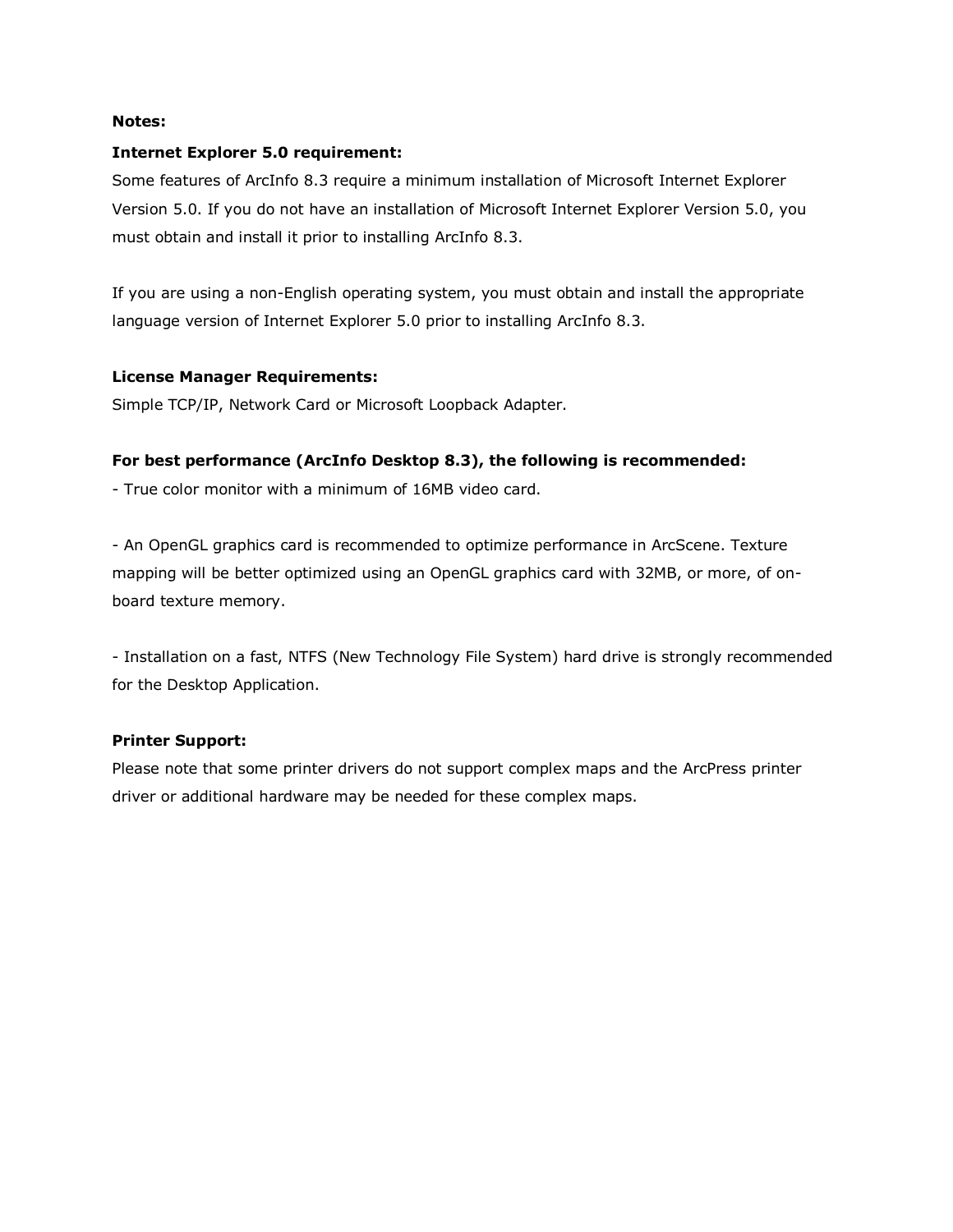**Notes:**

**Internet Explorer 5.0 requirement:**

Some features of ArcInfo 8.3 require a minimum installation of Microsoft Internet Explorer Version 5.0. If you do not have an installation of Microsoft Internet Explorer Version 5.0, you must obtain and install it prior to installing ArcInfo 8.3.

If you are using a non-English operating system, you must obtain and install the appropriate language version of Internet Explorer 5.0 prior to installing ArcInfo 8.3.

**License Manager Requirements:**

Simple TCP/IP, Network Card or Microsoft Loopback Adapter.

**For best performance (ArcInfo Desktop 8.3), the following is recommended:**

- True color monitor with a minimum of 16MB video card.

- An OpenGL graphics card is recommended to optimize performance in ArcScene. Texture mapping will be better optimized using an OpenGL graphics card with 32MB, or more, of on-board texture memory.

- Installation on a fast, NTFS (New Technology File System) hard drive is strongly recommended for the Desktop Application.

**Printer Support:**

Please note that some printer drivers do not support complex maps and the ArcPress printer driver or additional hardware may be needed for these complex maps.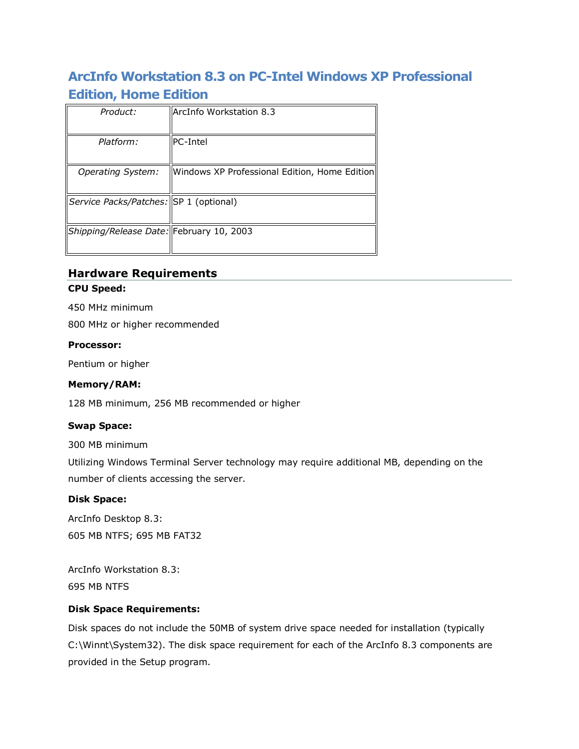# ArcInfo Workstation 8.3 on PC-Intel Windows XP Professional Edition, Home Edition

| | |
|---|---|
| *Product:* | ArcInfo Workstation 8.3 |
| *Platform:* | PC-Intel |
| *Operating System:* | Windows XP Professional Edition, Home Edition |
| *Service Packs/Patches:* | SP 1 (optional) |
| *Shipping/Release Date:* | February 10, 2003 |

## Hardware Requirements

**CPU Speed:**

450 MHz minimum

800 MHz or higher recommended

**Processor:**

Pentium or higher

**Memory/RAM:**

128 MB minimum, 256 MB recommended or higher

**Swap Space:**

300 MB minimum

Utilizing Windows Terminal Server technology may require additional MB, depending on the number of clients accessing the server.

**Disk Space:**

ArcInfo Desktop 8.3:
605 MB NTFS; 695 MB FAT32

ArcInfo Workstation 8.3:
695 MB NTFS

**Disk Space Requirements:**

Disk spaces do not include the 50MB of system drive space needed for installation (typically C:\Winnt\System32). The disk space requirement for each of the ArcInfo 8.3 components are provided in the Setup program.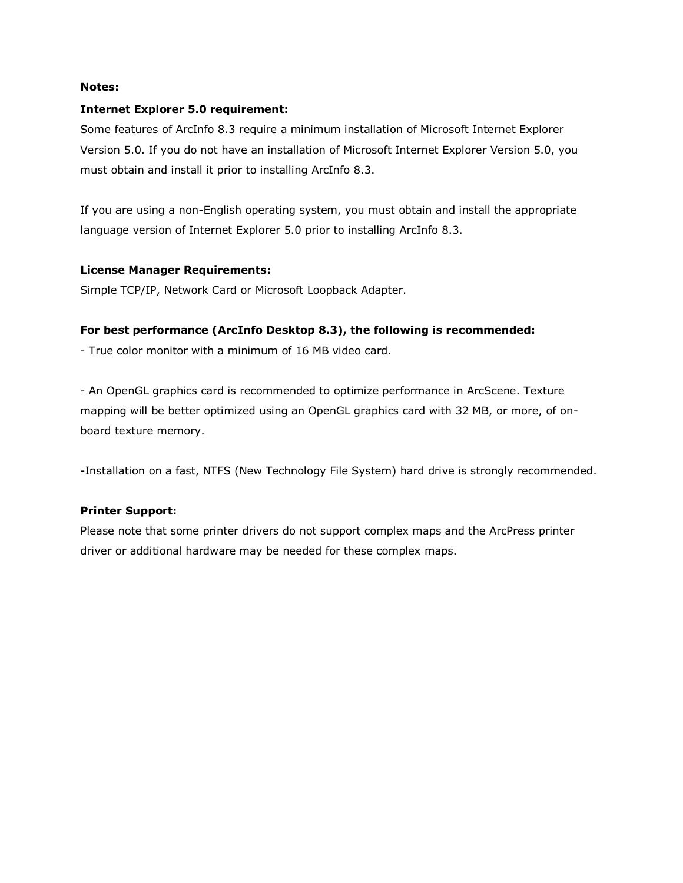**Notes:**

**Internet Explorer 5.0 requirement:**

Some features of ArcInfo 8.3 require a minimum installation of Microsoft Internet Explorer Version 5.0. If you do not have an installation of Microsoft Internet Explorer Version 5.0, you must obtain and install it prior to installing ArcInfo 8.3.

If you are using a non-English operating system, you must obtain and install the appropriate language version of Internet Explorer 5.0 prior to installing ArcInfo 8.3.

**License Manager Requirements:**

Simple TCP/IP, Network Card or Microsoft Loopback Adapter.

**For best performance (ArcInfo Desktop 8.3), the following is recommended:**

- True color monitor with a minimum of 16 MB video card.

- An OpenGL graphics card is recommended to optimize performance in ArcScene. Texture mapping will be better optimized using an OpenGL graphics card with 32 MB, or more, of on-board texture memory.

-Installation on a fast, NTFS (New Technology File System) hard drive is strongly recommended.

**Printer Support:**

Please note that some printer drivers do not support complex maps and the ArcPress printer driver or additional hardware may be needed for these complex maps.